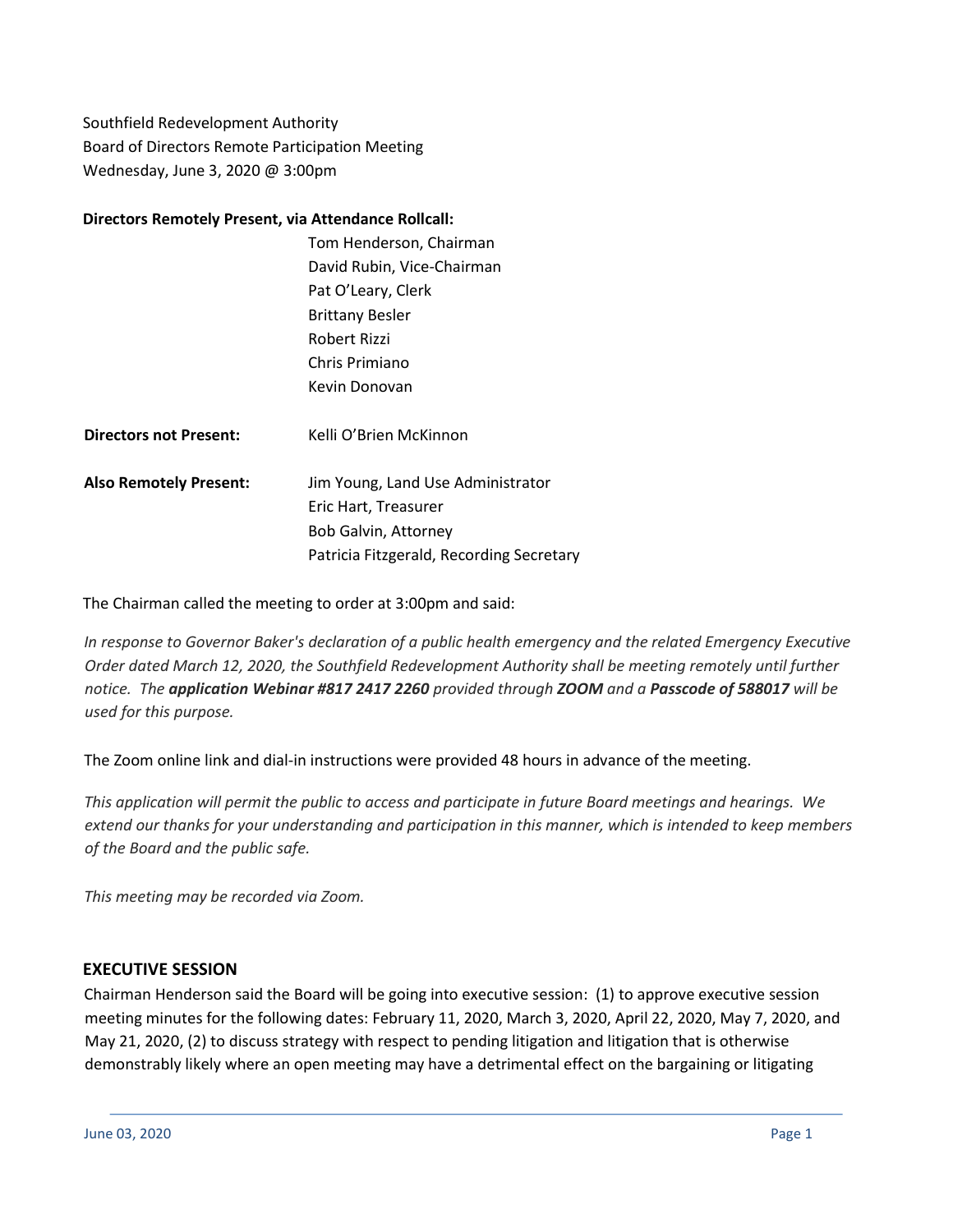Southfield Redevelopment Authority
Board of Directors Remote Participation Meeting
Wednesday, June 3, 2020 @ 3:00pm

**Directors Remotely Present, via Attendance Rollcall:**

Tom Henderson, Chairman
David Rubin, Vice-Chairman
Pat O'Leary, Clerk
Brittany Besler
Robert Rizzi
Chris Primiano
Kevin Donovan

**Directors not Present:** Kelli O'Brien McKinnon

**Also Remotely Present:**
Jim Young, Land Use Administrator
Eric Hart, Treasurer
Bob Galvin, Attorney
Patricia Fitzgerald, Recording Secretary

The Chairman called the meeting to order at 3:00pm and said:

*In response to Governor Baker's declaration of a public health emergency and the related Emergency Executive Order dated March 12, 2020, the Southfield Redevelopment Authority shall be meeting remotely until further notice. The **application Webinar #817 2417 2260** provided through **ZOOM** and a **Passcode of 588017** will be used for this purpose.*

The Zoom online link and dial-in instructions were provided 48 hours in advance of the meeting.

*This application will permit the public to access and participate in future Board meetings and hearings. We extend our thanks for your understanding and participation in this manner, which is intended to keep members of the Board and the public safe.*

*This meeting may be recorded via Zoom.*

## EXECUTIVE SESSION

Chairman Henderson said the Board will be going into executive session: (1) to approve executive session meeting minutes for the following dates: February 11, 2020, March 3, 2020, April 22, 2020, May 7, 2020, and May 21, 2020, (2) to discuss strategy with respect to pending litigation and litigation that is otherwise demonstrably likely where an open meeting may have a detrimental effect on the bargaining or litigating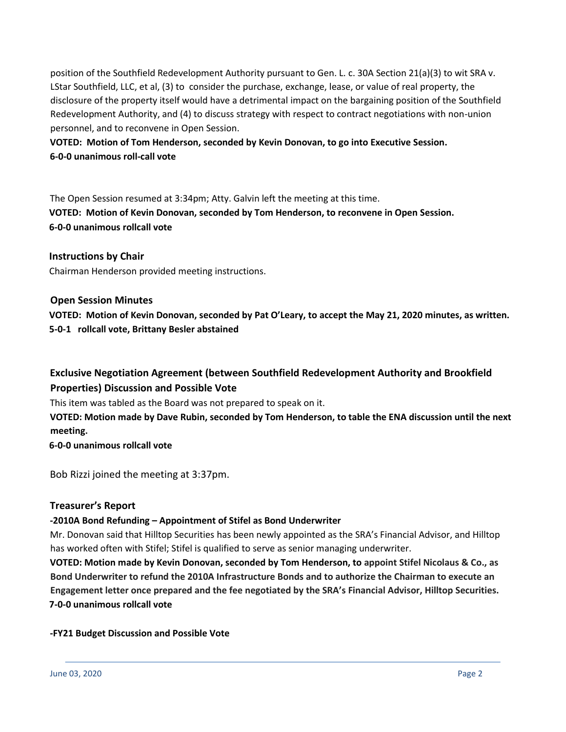position of the Southfield Redevelopment Authority pursuant to Gen. L. c. 30A Section 21(a)(3) to wit SRA v. LStar Southfield, LLC, et al, (3) to consider the purchase, exchange, lease, or value of real property, the disclosure of the property itself would have a detrimental impact on the bargaining position of the Southfield Redevelopment Authority, and (4) to discuss strategy with respect to contract negotiations with non-union personnel, and to reconvene in Open Session.

**VOTED: Motion of Tom Henderson, seconded by Kevin Donovan, to go into Executive Session.**
**6-0-0 unanimous roll-call vote**

The Open Session resumed at 3:34pm; Atty. Galvin left the meeting at this time.

**VOTED: Motion of Kevin Donovan, seconded by Tom Henderson, to reconvene in Open Session.**
**6-0-0 unanimous rollcall vote**

## Instructions by Chair

Chairman Henderson provided meeting instructions.

## Open Session Minutes

**VOTED: Motion of Kevin Donovan, seconded by Pat O'Leary, to accept the May 21, 2020 minutes, as written.**
**5-0-1 rollcall vote, Brittany Besler abstained**

## Exclusive Negotiation Agreement (between Southfield Redevelopment Authority and Brookfield Properties) Discussion and Possible Vote

This item was tabled as the Board was not prepared to speak on it.

**VOTED: Motion made by Dave Rubin, seconded by Tom Henderson, to table the ENA discussion until the next meeting.**
**6-0-0 unanimous rollcall vote**

Bob Rizzi joined the meeting at 3:37pm.

## Treasurer's Report

**-2010A Bond Refunding – Appointment of Stifel as Bond Underwriter**

Mr. Donovan said that Hilltop Securities has been newly appointed as the SRA's Financial Advisor, and Hilltop has worked often with Stifel; Stifel is qualified to serve as senior managing underwriter.

**VOTED: Motion made by Kevin Donovan, seconded by Tom Henderson, to appoint Stifel Nicolaus & Co., as Bond Underwriter to refund the 2010A Infrastructure Bonds and to authorize the Chairman to execute an Engagement letter once prepared and the fee negotiated by the SRA's Financial Advisor, Hilltop Securities.**
**7-0-0 unanimous rollcall vote**

**-FY21 Budget Discussion and Possible Vote**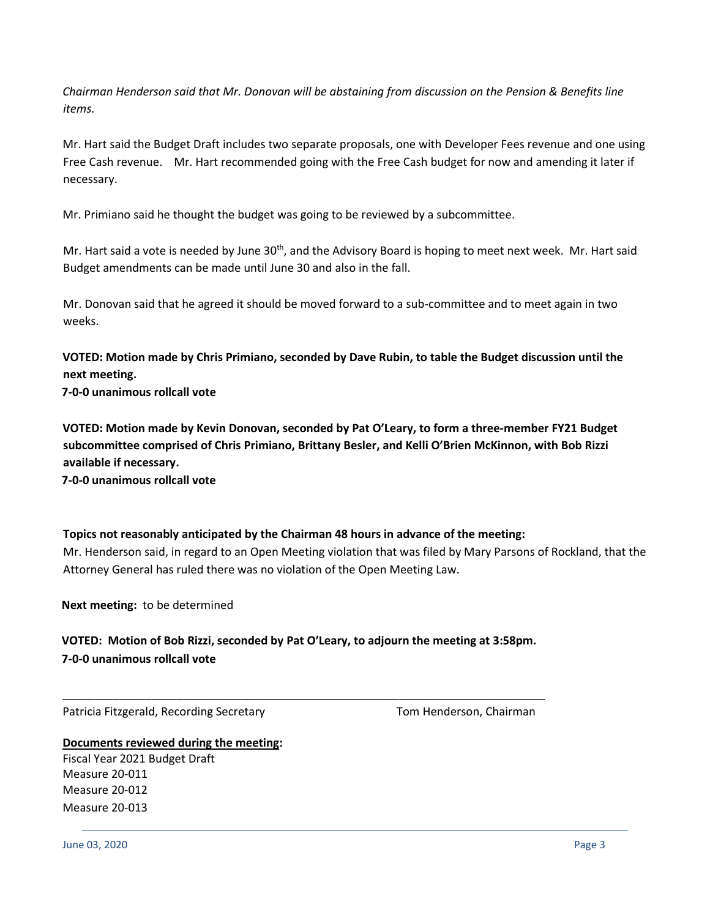*Chairman Henderson said that Mr. Donovan will be abstaining from discussion on the Pension & Benefits line items.*

Mr. Hart said the Budget Draft includes two separate proposals, one with Developer Fees revenue and one using Free Cash revenue. Mr. Hart recommended going with the Free Cash budget for now and amending it later if necessary.

Mr. Primiano said he thought the budget was going to be reviewed by a subcommittee.

Mr. Hart said a vote is needed by June 30th, and the Advisory Board is hoping to meet next week. Mr. Hart said Budget amendments can be made until June 30 and also in the fall.

Mr. Donovan said that he agreed it should be moved forward to a sub-committee and to meet again in two weeks.

**VOTED: Motion made by Chris Primiano, seconded by Dave Rubin, to table the Budget discussion until the next meeting.**
**7-0-0 unanimous rollcall vote**

**VOTED: Motion made by Kevin Donovan, seconded by Pat O'Leary, to form a three-member FY21 Budget subcommittee comprised of Chris Primiano, Brittany Besler, and Kelli O'Brien McKinnon, with Bob Rizzi available if necessary.**
**7-0-0 unanimous rollcall vote**

**Topics not reasonably anticipated by the Chairman 48 hours in advance of the meeting:**
Mr. Henderson said, in regard to an Open Meeting violation that was filed by Mary Parsons of Rockland, that the Attorney General has ruled there was no violation of the Open Meeting Law.

**Next meeting:** to be determined

**VOTED: Motion of Bob Rizzi, seconded by Pat O'Leary, to adjourn the meeting at 3:58pm.**
**7-0-0 unanimous rollcall vote**

Patricia Fitzgerald, Recording Secretary — Tom Henderson, Chairman

**Documents reviewed during the meeting:**
Fiscal Year 2021 Budget Draft
Measure 20-011
Measure 20-012
Measure 20-013

June 03, 2020